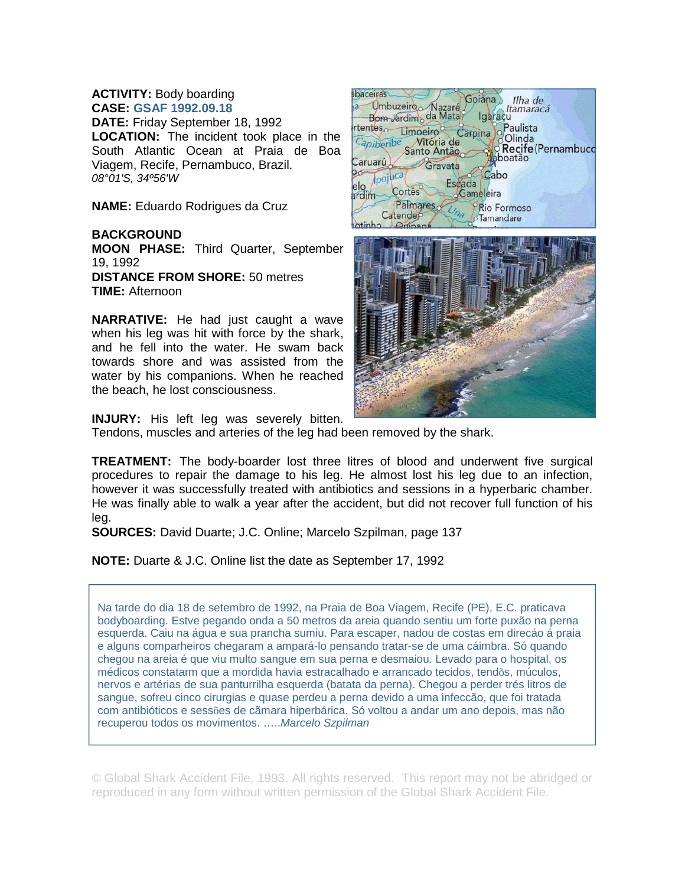**ACTIVITY:** Body boarding
**CASE:** GSAF 1992.09.18
**DATE:** Friday September 18, 1992
**LOCATION:** The incident took place in the South Atlantic Ocean at Praia de Boa Viagem, Recife, Pernambuco, Brazil.
*08°01'S, 34º56'W*

**NAME:** Eduardo Rodrigues da Cruz

**BACKGROUND**
**MOON PHASE:** Third Quarter, September 19, 1992
**DISTANCE FROM SHORE:** 50 metres
**TIME:** Afternoon

**NARRATIVE:** He had just caught a wave when his leg was hit with force by the shark, and he fell into the water. He swam back towards shore and was assisted from the water by his companions. When he reached the beach, he lost consciousness.

**INJURY:** His left leg was severely bitten. Tendons, muscles and arteries of the leg had been removed by the shark.

**TREATMENT:** The body-boarder lost three litres of blood and underwent five surgical procedures to repair the damage to his leg. He almost lost his leg due to an infection, however it was successfully treated with antibiotics and sessions in a hyperbaric chamber. He was finally able to walk a year after the accident, but did not recover full function of his leg.
**SOURCES:** David Duarte; J.C. Online; Marcelo Szpilman, page 137

**NOTE:** Duarte & J.C. Online list the date as September 17, 1992

Na tarde do dia 18 de setembro de 1992, na Praia de Boa Viagem, Recife (PE), E.C. praticava bodyboarding. Estve pegando onda a 50 metros da areia quando sentiu um forte puxão na perna esquerda. Caiu na água e sua prancha sumiu. Para escaper, nadou de costas em direcáo á praia e alguns compartheiros chegaram a ampará-lo pensando tratar-se de uma cáimbra. Só quando chegou na areia é que viu multo sangue em sua perna e desmaiou. Levado para o hospital, os médicos constatarm que a mordida havia estracalhado e arrancado tecidos, tendõs, múculos, nervos e artérias de sua panturrilha esquerda (batata da perna). Chegou a perder trés litros de sangue, sofreu cinco cirurgias e quase perdeu a perna devido a uma infecção, que foi tratada com antibióticos e sessões de cãmara hiperbárica. Só voltou a andar um ano depois, mas não recuperou todos os movimentos. …..*Marcelo Szpilman*

© Global Shark Accident File, 1993. All rights reserved. This report may not be abridged or reproduced in any form without written permission of the Global Shark Accident File.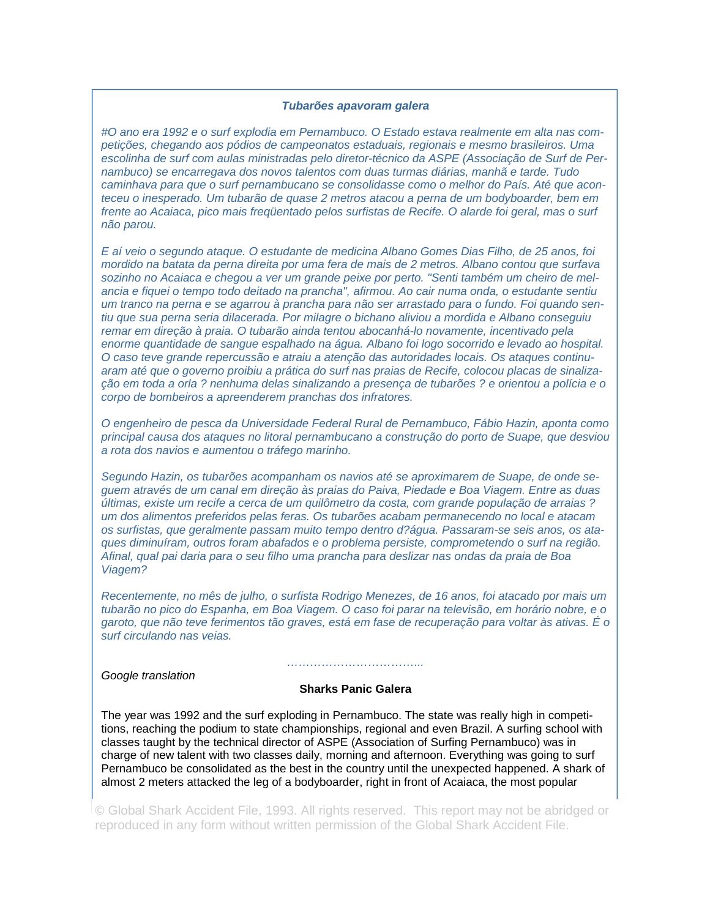### *Tubarões apavoram galera*

*#O ano era 1992 e o surf explodia em Pernambuco. O Estado estava realmente em alta nas competições, chegando aos pódios de campeonatos estaduais, regionais e mesmo brasileiros. Uma escolinha de surf com aulas ministradas pelo diretor-técnico da ASPE (Associação de Surf de Pernambuco) se encarregava dos novos talentos com duas turmas diárias, manhã e tarde. Tudo caminhava para que o surf pernambucano se consolidasse como o melhor do País. Até que aconteceu o inesperado. Um tubarão de quase 2 metros atacou a perna de um bodyboarder, bem em frente ao Acaiaca, pico mais freqüentado pelos surfistas de Recife. O alarde foi geral, mas o surf não parou.*

*E aí veio o segundo ataque. O estudante de medicina Albano Gomes Dias Filho, de 25 anos, foi mordido na batata da perna direita por uma fera de mais de 2 metros. Albano contou que surfava sozinho no Acaiaca e chegou a ver um grande peixe por perto. "Senti também um cheiro de melancia e fiquei o tempo todo deitado na prancha", afirmou. Ao cair numa onda, o estudante sentiu um tranco na perna e se agarrou à prancha para não ser arrastado para o fundo. Foi quando sentiu que sua perna seria dilacerada. Por milagre o bichano aliviou a mordida e Albano conseguiu remar em direção à praia. O tubarão ainda tentou abocanhá-lo novamente, incentivado pela enorme quantidade de sangue espalhado na água. Albano foi logo socorrido e levado ao hospital. O caso teve grande repercussão e atraiu a atenção das autoridades locais. Os ataques continuaram até que o governo proibiu a prática do surf nas praias de Recife, colocou placas de sinalização em toda a orla ? nenhuma delas sinalizando a presença de tubarões ? e orientou a polícia e o corpo de bombeiros a apreenderem pranchas dos infratores.*

*O engenheiro de pesca da Universidade Federal Rural de Pernambuco, Fábio Hazin, aponta como principal causa dos ataques no litoral pernambucano a construção do porto de Suape, que desviou a rota dos navios e aumentou o tráfego marinho.*

*Segundo Hazin, os tubarões acompanham os navios até se aproximarem de Suape, de onde seguem através de um canal em direção às praias do Paiva, Piedade e Boa Viagem. Entre as duas últimas, existe um recife a cerca de um quilômetro da costa, com grande população de arraias ? um dos alimentos preferidos pelas feras. Os tubarões acabam permanecendo no local e atacam os surfistas, que geralmente passam muito tempo dentro d?água. Passaram-se seis anos, os ataques diminuíram, outros foram abafados e o problema persiste, comprometendo o surf na região. Afinal, qual pai daria para o seu filho uma prancha para deslizar nas ondas da praia de Boa Viagem?*

*Recentemente, no mês de julho, o surfista Rodrigo Menezes, de 16 anos, foi atacado por mais um tubarão no pico do Espanha, em Boa Viagem. O caso foi parar na televisão, em horário nobre, e o garoto, que não teve ferimentos tão graves, está em fase de recuperação para voltar às ativas. É o surf circulando nas veias.*

……………………………...

*Google translation*

**Sharks Panic Galera**

The year was 1992 and the surf exploding in Pernambuco. The state was really high in competitions, reaching the podium to state championships, regional and even Brazil. A surfing school with classes taught by the technical director of ASPE (Association of Surfing Pernambuco) was in charge of new talent with two classes daily, morning and afternoon. Everything was going to surf Pernambuco be consolidated as the best in the country until the unexpected happened. A shark of almost 2 meters attacked the leg of a bodyboarder, right in front of Acaiaca, the most popular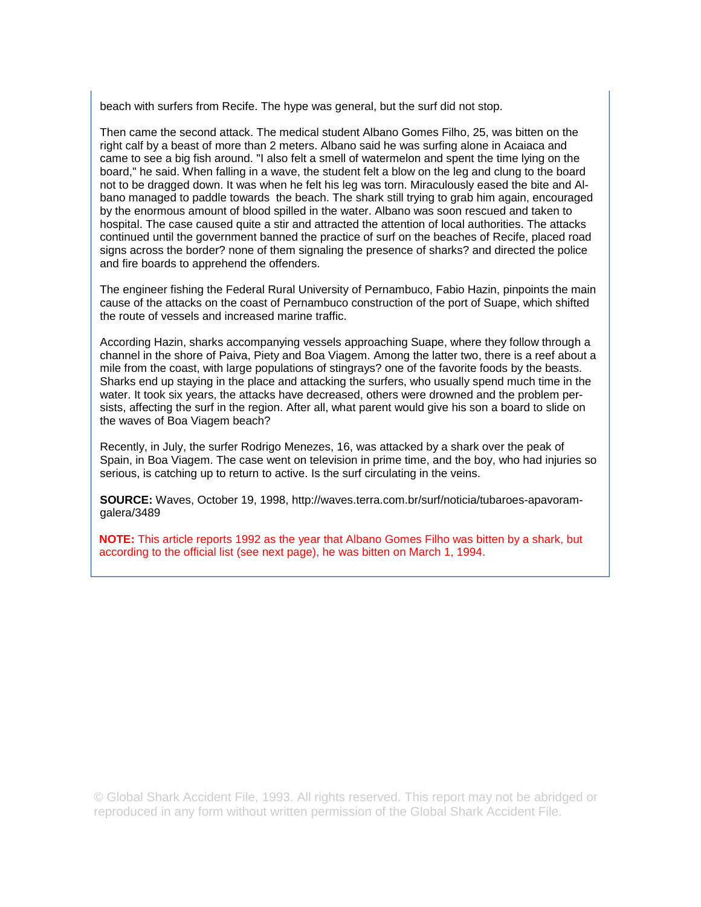beach with surfers from Recife. The hype was general, but the surf did not stop.

Then came the second attack. The medical student Albano Gomes Filho, 25, was bitten on the right calf by a beast of more than 2 meters. Albano said he was surfing alone in Acaiaca and came to see a big fish around. "I also felt a smell of watermelon and spent the time lying on the board," he said. When falling in a wave, the student felt a blow on the leg and clung to the board not to be dragged down. It was when he felt his leg was torn. Miraculously eased the bite and Albano managed to paddle towards the beach. The shark still trying to grab him again, encouraged by the enormous amount of blood spilled in the water. Albano was soon rescued and taken to hospital. The case caused quite a stir and attracted the attention of local authorities. The attacks continued until the government banned the practice of surf on the beaches of Recife, placed road signs across the border? none of them signaling the presence of sharks? and directed the police and fire boards to apprehend the offenders.

The engineer fishing the Federal Rural University of Pernambuco, Fabio Hazin, pinpoints the main cause of the attacks on the coast of Pernambuco construction of the port of Suape, which shifted the route of vessels and increased marine traffic.

According Hazin, sharks accompanying vessels approaching Suape, where they follow through a channel in the shore of Paiva, Piety and Boa Viagem. Among the latter two, there is a reef about a mile from the coast, with large populations of stingrays? one of the favorite foods by the beasts. Sharks end up staying in the place and attacking the surfers, who usually spend much time in the water. It took six years, the attacks have decreased, others were drowned and the problem persists, affecting the surf in the region. After all, what parent would give his son a board to slide on the waves of Boa Viagem beach?

Recently, in July, the surfer Rodrigo Menezes, 16, was attacked by a shark over the peak of Spain, in Boa Viagem. The case went on television in prime time, and the boy, who had injuries so serious, is catching up to return to active. Is the surf circulating in the veins.

**SOURCE:** Waves, October 19, 1998, http://waves.terra.com.br/surf/noticia/tubaroes-apavoram-galera/3489

**NOTE:** This article reports 1992 as the year that Albano Gomes Filho was bitten by a shark, but according to the official list (see next page), he was bitten on March 1, 1994.

© Global Shark Accident File, 1993. All rights reserved. This report may not be abridged or reproduced in any form without written permission of the Global Shark Accident File.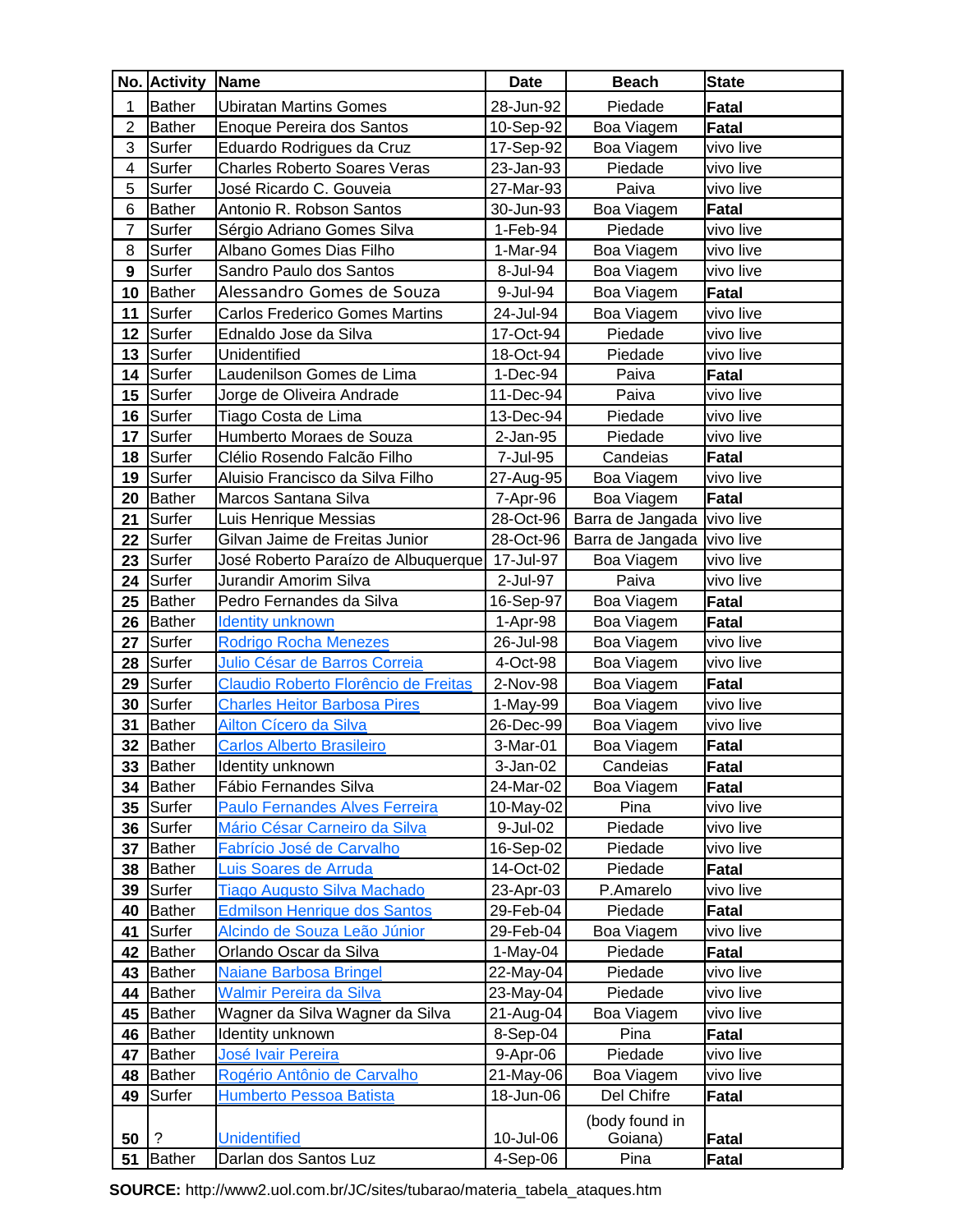| No. | Activity | Name | Date | Beach | State |
|---|---|---|---|---|---|
| 1 | Bather | Ubiratan Martins Gomes | 28-Jun-92 | Piedade | **Fatal** |
| 2 | Bather | Enoque Pereira dos Santos | 10-Sep-92 | Boa Viagem | **Fatal** |
| 3 | Surfer | Eduardo Rodrigues da Cruz | 17-Sep-92 | Boa Viagem | vivo live |
| 4 | Surfer | Charles Roberto Soares Veras | 23-Jan-93 | Piedade | vivo live |
| 5 | Surfer | José Ricardo C. Gouveia | 27-Mar-93 | Paiva | vivo live |
| 6 | Bather | Antonio R. Robson Santos | 30-Jun-93 | Boa Viagem | **Fatal** |
| 7 | Surfer | Sérgio Adriano Gomes Silva | 1-Feb-94 | Piedade | vivo live |
| 8 | Surfer | Albano Gomes Dias Filho | 1-Mar-94 | Boa Viagem | vivo live |
| 9 | Surfer | Sandro Paulo dos Santos | 8-Jul-94 | Boa Viagem | vivo live |
| 10 | Bather | Alessandro Gomes de Souza | 9-Jul-94 | Boa Viagem | **Fatal** |
| 11 | Surfer | Carlos Frederico Gomes Martins | 24-Jul-94 | Boa Viagem | vivo live |
| 12 | Surfer | Ednaldo Jose da Silva | 17-Oct-94 | Piedade | vivo live |
| 13 | Surfer | Unidentified | 18-Oct-94 | Piedade | vivo live |
| 14 | Surfer | Laudenilson Gomes de Lima | 1-Dec-94 | Paiva | **Fatal** |
| 15 | Surfer | Jorge de Oliveira Andrade | 11-Dec-94 | Paiva | vivo live |
| 16 | Surfer | Tiago Costa de Lima | 13-Dec-94 | Piedade | vivo live |
| 17 | Surfer | Humberto Moraes de Souza | 2-Jan-95 | Piedade | vivo live |
| 18 | Surfer | Clélio Rosendo Falcão Filho | 7-Jul-95 | Candeias | **Fatal** |
| 19 | Surfer | Aluisio Francisco da Silva Filho | 27-Aug-95 | Boa Viagem | vivo live |
| 20 | Bather | Marcos Santana Silva | 7-Apr-96 | Boa Viagem | **Fatal** |
| 21 | Surfer | Luis Henrique Messias | 28-Oct-96 | Barra de Jangada | vivo live |
| 22 | Surfer | Gilvan Jaime de Freitas Junior | 28-Oct-96 | Barra de Jangada | vivo live |
| 23 | Surfer | José Roberto Paraízo de Albuquerque | 17-Jul-97 | Boa Viagem | vivo live |
| 24 | Surfer | Jurandir Amorim Silva | 2-Jul-97 | Paiva | vivo live |
| 25 | Bather | Pedro Fernandes da Silva | 16-Sep-97 | Boa Viagem | **Fatal** |
| 26 | Bather | Identity unknown | 1-Apr-98 | Boa Viagem | **Fatal** |
| 27 | Surfer | Rodrigo Rocha Menezes | 26-Jul-98 | Boa Viagem | vivo live |
| 28 | Surfer | Julio César de Barros Correia | 4-Oct-98 | Boa Viagem | vivo live |
| 29 | Surfer | Claudio Roberto Florêncio de Freitas | 2-Nov-98 | Boa Viagem | **Fatal** |
| 30 | Surfer | Charles Heitor Barbosa Pires | 1-May-99 | Boa Viagem | vivo live |
| 31 | Bather | Ailton Cícero da Silva | 26-Dec-99 | Boa Viagem | vivo live |
| 32 | Bather | Carlos Alberto Brasileiro | 3-Mar-01 | Boa Viagem | **Fatal** |
| 33 | Bather | Identity unknown | 3-Jan-02 | Candeias | **Fatal** |
| 34 | Bather | Fábio Fernandes Silva | 24-Mar-02 | Boa Viagem | **Fatal** |
| 35 | Surfer | Paulo Fernandes Alves Ferreira | 10-May-02 | Pina | vivo live |
| 36 | Surfer | Mário César Carneiro da Silva | 9-Jul-02 | Piedade | vivo live |
| 37 | Bather | Fabrício José de Carvalho | 16-Sep-02 | Piedade | vivo live |
| 38 | Bather | Luis Soares de Arruda | 14-Oct-02 | Piedade | **Fatal** |
| 39 | Surfer | Tiago Augusto Silva Machado | 23-Apr-03 | P.Amarelo | vivo live |
| 40 | Bather | Edmilson Henrique dos Santos | 29-Feb-04 | Piedade | **Fatal** |
| 41 | Surfer | Alcindo de Souza Leão Júnior | 29-Feb-04 | Boa Viagem | vivo live |
| 42 | Bather | Orlando Oscar da Silva | 1-May-04 | Piedade | **Fatal** |
| 43 | Bather | Naiane Barbosa Bringel | 22-May-04 | Piedade | vivo live |
| 44 | Bather | Walmir Pereira da Silva | 23-May-04 | Piedade | vivo live |
| 45 | Bather | Wagner da Silva Wagner da Silva | 21-Aug-04 | Boa Viagem | vivo live |
| 46 | Bather | Identity unknown | 8-Sep-04 | Pina | **Fatal** |
| 47 | Bather | José Ivair Pereira | 9-Apr-06 | Piedade | vivo live |
| 48 | Bather | Rogério Antônio de Carvalho | 21-May-06 | Boa Viagem | vivo live |
| 49 | Surfer | Humberto Pessoa Batista | 18-Jun-06 | Del Chifre | **Fatal** |
| 50 | ? | Unidentified | 10-Jul-06 | (body found in Goiana) | **Fatal** |
| 51 | Bather | Darlan dos Santos Luz | 4-Sep-06 | Pina | **Fatal** |

**SOURCE:** http://www2.uol.com.br/JC/sites/tubarao/materia_tabela_ataques.htm